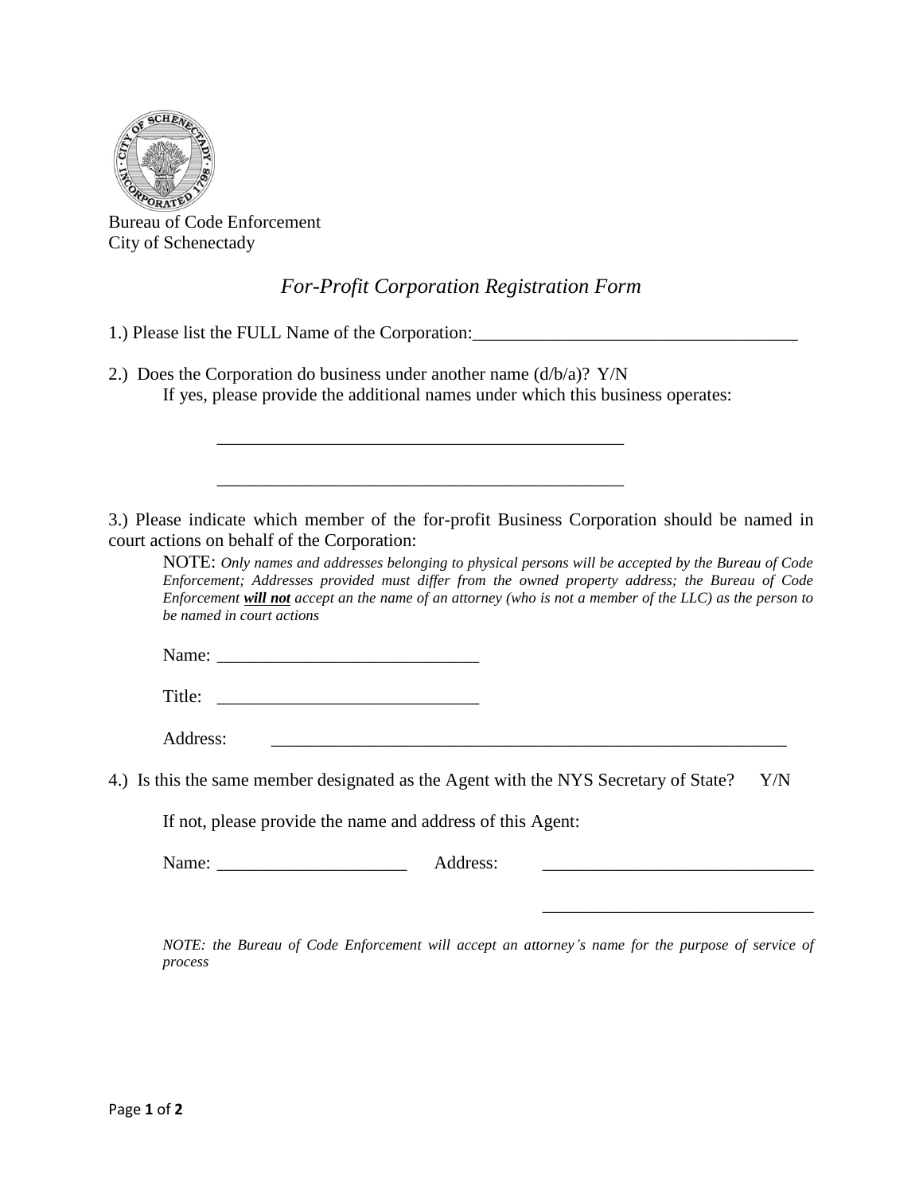Bureau of Code Enforcement
City of Schenectady

## *For-Profit Corporation Registration Form*

1.) Please list the FULL Name of the Corporation:_____________________________________

2.) Does the Corporation do business under another name (d/b/a)? Y/N

If yes, please provide the additional names under which this business operates:

_______________________________________________

_______________________________________________

3.) Please indicate which member of the for-profit Business Corporation should be named in court actions on behalf of the Corporation:

NOTE: *Only names and addresses belonging to physical persons will be accepted by the Bureau of Code Enforcement; Addresses provided must differ from the owned property address; the Bureau of Code Enforcement* ***will not*** *accept an the name of an attorney (who is not a member of the LLC) as the person to be named in court actions*

Name: ______________________________

Title: ______________________________

Address: ____________________________________________________________

4.) Is this the same member designated as the Agent with the NYS Secretary of State? Y/N

If not, please provide the name and address of this Agent:

Name: ______________________ Address: _______________________________

_______________________________

*NOTE: the Bureau of Code Enforcement will accept an attorney's name for the purpose of service of process*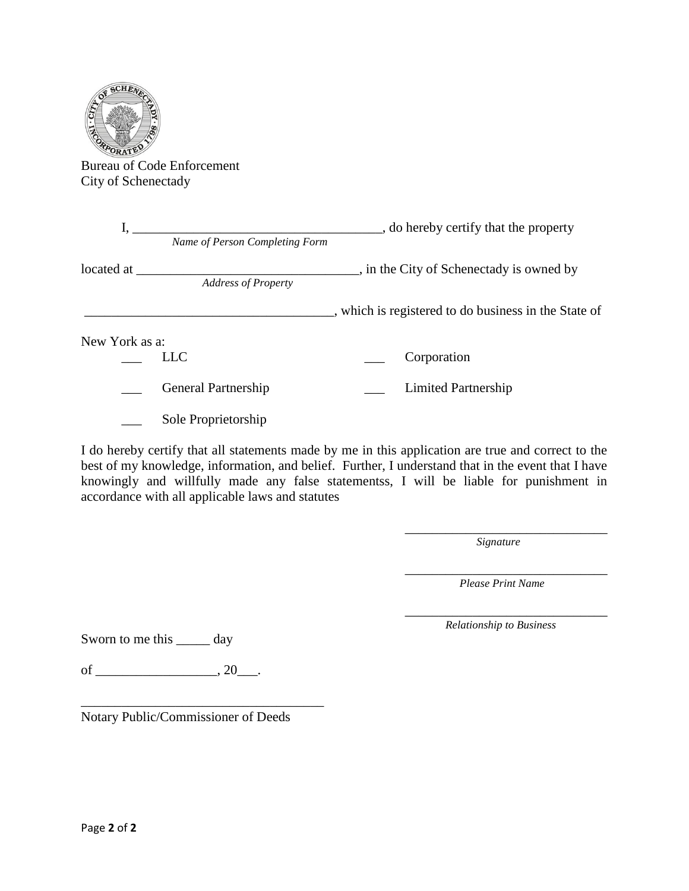Bureau of Code Enforcement
City of Schenectady

I, ______________________________________, do hereby certify that the property
*Name of Person Completing Form*

located at _________________________________, in the City of Schenectady is owned by
*Address of Property*

_____________________________________, which is registered to do business in the State of

New York as a:

___ LLC ___ Corporation

___ General Partnership ___ Limited Partnership

___ Sole Proprietorship

I do hereby certify that all statements made by me in this application are true and correct to the best of my knowledge, information, and belief. Further, I understand that in the event that I have knowingly and willfully made any false statementss, I will be liable for punishment in accordance with all applicable laws and statutes

_______________________________
*Signature*

_______________________________
*Please Print Name*

_______________________________
*Relationship to Business*

Sworn to me this _____ day

of __________________, 20___.

_____________________________________
Notary Public/Commissioner of Deeds